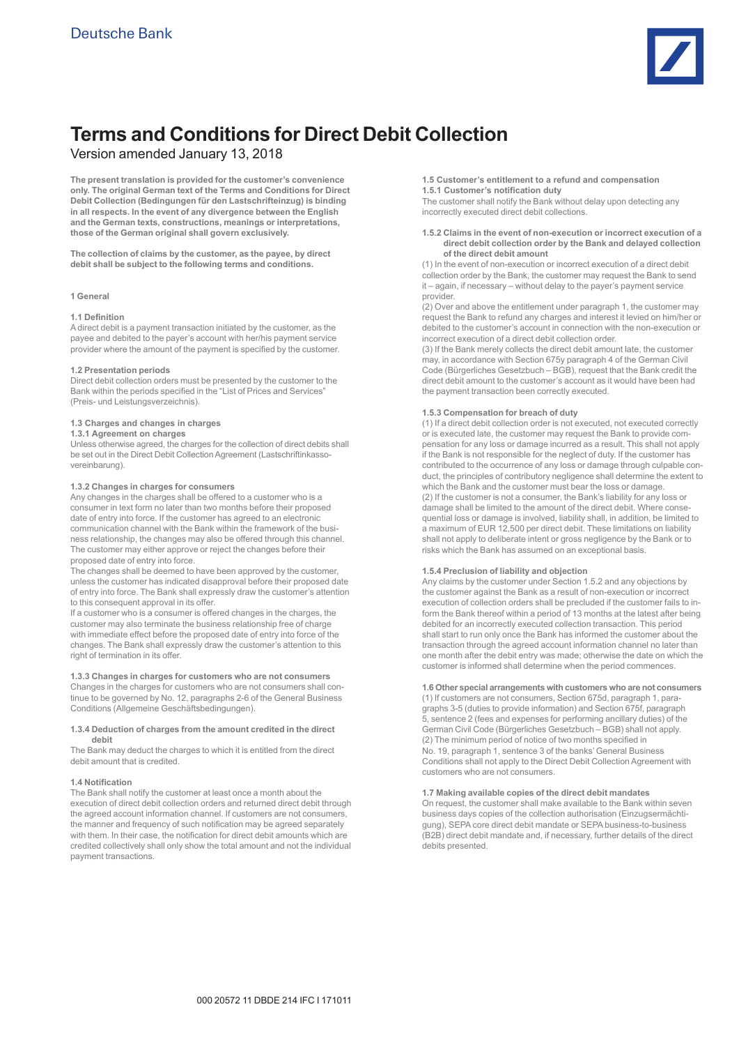Deutsche Bank

# Terms and Conditions for Direct Debit Collection

Version amended January 13, 2018

**The present translation is provided for the customer's convenience only. The original German text of the Terms and Conditions for Direct Debit Collection (Bedingungen für den Lastschrifteinzug) is binding in all respects. In the event of any divergence between the English and the German texts, constructions, meanings or interpretations, those of the German original shall govern exclusively.**

**The collection of claims by the customer, as the payee, by direct debit shall be subject to the following terms and conditions.**

## 1 General

### 1.1 Definition

A direct debit is a payment transaction initiated by the customer, as the payee and debited to the payer's account with her/his payment service provider where the amount of the payment is specified by the customer.

### 1.2 Presentation periods

Direct debit collection orders must be presented by the customer to the Bank within the periods specified in the "List of Prices and Services" (Preis- und Leistungsverzeichnis).

### 1.3 Charges and changes in charges

#### 1.3.1 Agreement on charges

Unless otherwise agreed, the charges for the collection of direct debits shall be set out in the Direct Debit Collection Agreement (Lastschriftinkasso­vereinbarung).

#### 1.3.2 Changes in charges for consumers

Any changes in the charges shall be offered to a customer who is a consumer in text form no later than two months before their proposed date of entry into force. If the customer has agreed to an electronic communication channel with the Bank within the framework of the business relationship, the changes may also be offered through this channel. The customer may either approve or reject the changes before their proposed date of entry into force.

The changes shall be deemed to have been approved by the customer, unless the customer has indicated disapproval before their proposed date of entry into force. The Bank shall expressly draw the customer's attention to this consequent approval in its offer.

If a customer who is a consumer is offered changes in the charges, the customer may also terminate the business relationship free of charge with immediate effect before the proposed date of entry into force of the changes. The Bank shall expressly draw the customer's attention to this right of termination in its offer.

#### 1.3.3 Changes in charges for customers who are not consumers

Changes in the charges for customers who are not consumers shall continue to be governed by No. 12, paragraphs 2-6 of the General Business Conditions (Allgemeine Geschäftsbedingungen).

#### 1.3.4 Deduction of charges from the amount credited in the direct debit

The Bank may deduct the charges to which it is entitled from the direct debit amount that is credited.

### 1.4 Notification

The Bank shall notify the customer at least once a month about the execution of direct debit collection orders and returned direct debit through the agreed account information channel. If customers are not consumers, the manner and frequency of such notification may be agreed separately with them. In their case, the notification for direct debit amounts which are credited collectively shall only show the total amount and not the individual payment transactions.

### 1.5 Customer's entitlement to a refund and compensation

#### 1.5.1 Customer's notification duty

The customer shall notify the Bank without delay upon detecting any incorrectly executed direct debit collections.

#### 1.5.2 Claims in the event of non-execution or incorrect execution of a direct debit collection order by the Bank and delayed collection of the direct debit amount

(1) In the event of non-execution or incorrect execution of a direct debit collection order by the Bank, the customer may request the Bank to send it – again, if necessary – without delay to the payer's payment service provider.

(2) Over and above the entitlement under paragraph 1, the customer may request the Bank to refund any charges and interest it levied on him/her or debited to the customer's account in connection with the non-execution or incorrect execution of a direct debit collection order.

(3) If the Bank merely collects the direct debit amount late, the customer may, in accordance with Section 675y paragraph 4 of the German Civil Code (Bürgerliches Gesetzbuch – BGB), request that the Bank credit the direct debit amount to the customer's account as it would have been had the payment transaction been correctly executed.

#### 1.5.3 Compensation for breach of duty

(1) If a direct debit collection order is not executed, not executed correctly or is executed late, the customer may request the Bank to provide compensation for any loss or damage incurred as a result. This shall not apply if the Bank is not responsible for the neglect of duty. If the customer has contributed to the occurrence of any loss or damage through culpable conduct, the principles of contributory negligence shall determine the extent to which the Bank and the customer must bear the loss or damage.

(2) If the customer is not a consumer, the Bank's liability for any loss or damage shall be limited to the amount of the direct debit. Where consequential loss or damage is involved, liability shall, in addition, be limited to a maximum of EUR 12,500 per direct debit. These limitations on liability shall not apply to deliberate intent or gross negligence by the Bank or to risks which the Bank has assumed on an exceptional basis.

#### 1.5.4 Preclusion of liability and objection

Any claims by the customer under Section 1.5.2 and any objections by the customer against the Bank as a result of non-execution or incorrect execution of collection orders shall be precluded if the customer fails to inform the Bank thereof within a period of 13 months at the latest after being debited for an incorrectly executed collection transaction. This period shall start to run only once the Bank has informed the customer about the transaction through the agreed account information channel no later than one month after the debit entry was made; otherwise the date on which the customer is informed shall determine when the period commences.

### 1.6 Other special arrangements with customers who are not consumers

(1) If customers are not consumers, Section 675d, paragraph 1, paragraphs 3-5 (duties to provide information) and Section 675f, paragraph 5, sentence 2 (fees and expenses for performing ancillary duties) of the German Civil Code (Bürgerliches Gesetzbuch – BGB) shall not apply.

(2) The minimum period of notice of two months specified in No. 19, paragraph 1, sentence 3 of the banks' General Business Conditions shall not apply to the Direct Debit Collection Agreement with customers who are not consumers.

### 1.7 Making available copies of the direct debit mandates

On request, the customer shall make available to the Bank within seven business days copies of the collection authorisation (Einzugsermächtigung), SEPA core direct debit mandate or SEPA business-to-business (B2B) direct debit mandate and, if necessary, further details of the direct debits presented.

000 20572 11 DBDE 214 IFC I 171011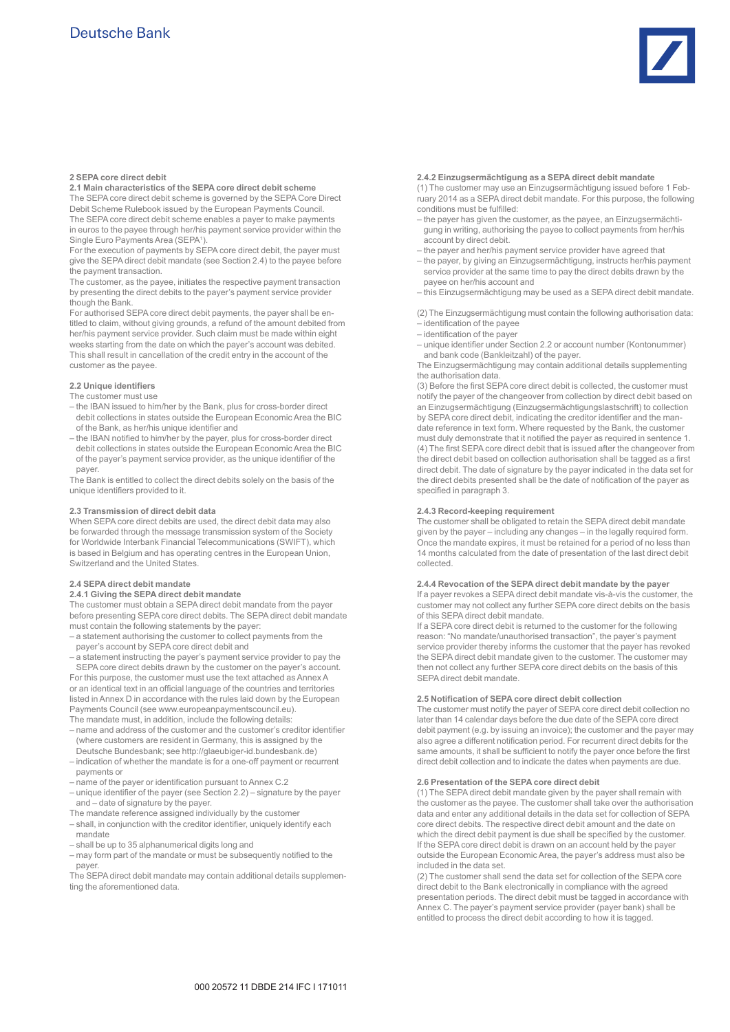## 2 SEPA core direct debit

### 2.1 Main characteristics of the SEPA core direct debit scheme

The SEPA core direct debit scheme is governed by the SEPA Core Direct Debit Scheme Rulebook issued by the European Payments Council.

The SEPA core direct debit scheme enables a payer to make payments in euros to the payee through her/his payment service provider within the Single Euro Payments Area (SEPA[1]).

For the execution of payments by SEPA core direct debit, the payer must give the SEPA direct debit mandate (see Section 2.4) to the payee before the payment transaction.

The customer, as the payee, initiates the respective payment transaction by presenting the direct debits to the payer's payment service provider though the Bank.

For authorised SEPA core direct debit payments, the payer shall be entitled to claim, without giving grounds, a refund of the amount debited from her/his payment service provider. Such claim must be made within eight weeks starting from the date on which the payer's account was debited. This shall result in cancellation of the credit entry in the account of the customer as the payee.

### 2.2 Unique identifiers

The customer must use

- the IBAN issued to him/her by the Bank, plus for cross-border direct debit collections in states outside the European Economic Area the BIC of the Bank, as her/his unique identifier and
- the IBAN notified to him/her by the payer, plus for cross-border direct debit collections in states outside the European Economic Area the BIC of the payer's payment service provider, as the unique identifier of the payer.

The Bank is entitled to collect the direct debits solely on the basis of the unique identifiers provided to it.

### 2.3 Transmission of direct debit data

When SEPA core direct debits are used, the direct debit data may also be forwarded through the message transmission system of the Society for Worldwide Interbank Financial Telecommunications (SWIFT), which is based in Belgium and has operating centres in the European Union, Switzerland and the United States.

### 2.4 SEPA direct debit mandate

#### 2.4.1 Giving the SEPA direct debit mandate

The customer must obtain a SEPA direct debit mandate from the payer before presenting SEPA core direct debits. The SEPA direct debit mandate must contain the following statements by the payer:

- a statement authorising the customer to collect payments from the payer's account by SEPA core direct debit and
- a statement instructing the payer's payment service provider to pay the SEPA core direct debits drawn by the customer on the payer's account.

For this purpose, the customer must use the text attached as Annex A or an identical text in an official language of the countries and territories listed in Annex D in accordance with the rules laid down by the European Payments Council (see www.europeanpaymentscouncil.eu).

The mandate must, in addition, include the following details:

- name and address of the customer and the customer's creditor identifier (where customers are resident in Germany, this is assigned by the Deutsche Bundesbank; see http://glaeubiger-id.bundesbank.de)
- indication of whether the mandate is for a one-off payment or recurrent payments or
- name of the payer or identification pursuant to Annex C.2
- unique identifier of the payer (see Section 2.2) – signature by the payer and – date of signature by the payer.

The mandate reference assigned individually by the customer

- shall, in conjunction with the creditor identifier, uniquely identify each mandate
- shall be up to 35 alphanumerical digits long and
- may form part of the mandate or must be subsequently notified to the payer.

The SEPA direct debit mandate may contain additional details supplementing the aforementioned data.

#### 2.4.2 Einzugsermächtigung as a SEPA direct debit mandate

(1) The customer may use an Einzugsermächtigung issued before 1 February 2014 as a SEPA direct debit mandate. For this purpose, the following conditions must be fulfilled:

- the payer has given the customer, as the payee, an Einzugsermächtigung in writing, authorising the payee to collect payments from her/his account by direct debit.
- the payer and her/his payment service provider have agreed that
- the payer, by giving an Einzugsermächtigung, instructs her/his payment service provider at the same time to pay the direct debits drawn by the payee on her/his account and
- this Einzugsermächtigung may be used as a SEPA direct debit mandate.

(2) The Einzugsermächtigung must contain the following authorisation data:

- identification of the payee
- identification of the payer
- unique identifier under Section 2.2 or account number (Kontonummer) and bank code (Bankleitzahl) of the payer.

The Einzugsermächtigung may contain additional details supplementing the authorisation data.

(3) Before the first SEPA core direct debit is collected, the customer must notify the payer of the changeover from collection by direct debit based on an Einzugsermächtigung (Einzugsermächtigungslastschrift) to collection by SEPA core direct debit, indicating the creditor identifier and the mandate reference in text form. Where requested by the Bank, the customer must duly demonstrate that it notified the payer as required in sentence 1.

(4) The first SEPA core direct debit that is issued after the changeover from the direct debit based on collection authorisation shall be tagged as a first direct debit. The date of signature by the payer indicated in the data set for the direct debits presented shall be the date of notification of the payer as specified in paragraph 3.

#### 2.4.3 Record-keeping requirement

The customer shall be obligated to retain the SEPA direct debit mandate given by the payer – including any changes – in the legally required form. Once the mandate expires, it must be retained for a period of no less than 14 months calculated from the date of presentation of the last direct debit collected.

#### 2.4.4 Revocation of the SEPA direct debit mandate by the payer

If a payer revokes a SEPA direct debit mandate vis-à-vis the customer, the customer may not collect any further SEPA core direct debits on the basis of this SEPA direct debit mandate.

If a SEPA core direct debit is returned to the customer for the following reason: "No mandate/unauthorised transaction", the payer's payment service provider thereby informs the customer that the payer has revoked the SEPA direct debit mandate given to the customer. The customer may then not collect any further SEPA core direct debits on the basis of this SEPA direct debit mandate.

### 2.5 Notification of SEPA core direct debit collection

The customer must notify the payer of SEPA core direct debit collection no later than 14 calendar days before the due date of the SEPA core direct debit payment (e.g. by issuing an invoice); the customer and the payer may also agree a different notification period. For recurrent direct debits for the same amounts, it shall be sufficient to notify the payer once before the first direct debit collection and to indicate the dates when payments are due.

### 2.6 Presentation of the SEPA core direct debit

(1) The SEPA direct debit mandate given by the payer shall remain with the customer as the payee. The customer shall take over the authorisation data and enter any additional details in the data set for collection of SEPA core direct debits. The respective direct debit amount and the date on which the direct debit payment is due shall be specified by the customer. If the SEPA core direct debit is drawn on an account held by the payer outside the European Economic Area, the payer's address must also be included in the data set.

(2) The customer shall send the data set for collection of the SEPA core direct debit to the Bank electronically in compliance with the agreed presentation periods. The direct debit must be tagged in accordance with Annex C. The payer's payment service provider (payer bank) shall be entitled to process the direct debit according to how it is tagged.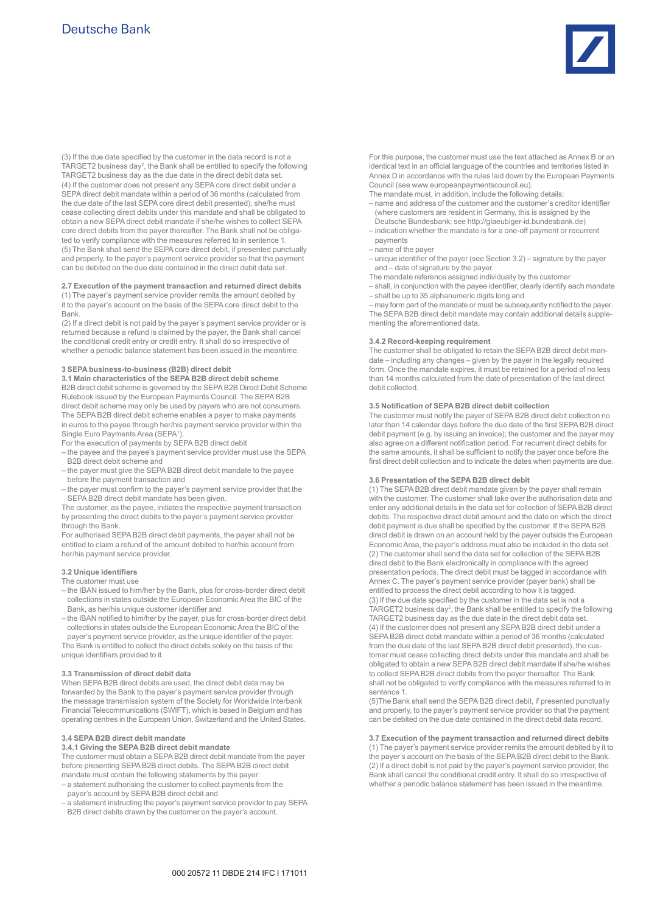(3) If the due date specified by the customer in the data record is not a TARGET2 business day[2], the Bank shall be entitled to specify the following TARGET2 business day as the due date in the direct debit data set.

(4) If the customer does not present any SEPA core direct debit under a SEPA direct debit mandate within a period of 36 months (calculated from the due date of the last SEPA core direct debit presented), she/he must cease collecting direct debits under this mandate and shall be obligated to obtain a new SEPA direct debit mandate if she/he wishes to collect SEPA core direct debits from the payer thereafter. The Bank shall not be obligated to verify compliance with the measures referred to in sentence 1.

(5) The Bank shall send the SEPA core direct debit, if presented punctually and properly, to the payer's payment service provider so that the payment can be debited on the due date contained in the direct debit data set.

**2.7 Execution of the payment transaction and returned direct debits**

(1) The payer's payment service provider remits the amount debited by it to the payer's account on the basis of the SEPA core direct debit to the Bank.

(2) If a direct debit is not paid by the payer's payment service provider or is returned because a refund is claimed by the payer, the Bank shall cancel the conditional credit entry or credit entry. It shall do so irrespective of whether a periodic balance statement has been issued in the meantime.

## 3 SEPA business-to-business (B2B) direct debit

**3.1 Main characteristics of the SEPA B2B direct debit scheme**

B2B direct debit scheme is governed by the SEPA B2B Direct Debit Scheme Rulebook issued by the European Payments Council. The SEPA B2B direct debit scheme may only be used by payers who are not consumers. The SEPA B2B direct debit scheme enables a payer to make payments in euros to the payee through her/his payment service provider within the Single Euro Payments Area (SEPA[1]).

For the execution of payments by SEPA B2B direct debit

– the payee and the payee's payment service provider must use the SEPA B2B direct debit scheme and
– the payer must give the SEPA B2B direct debit mandate to the payee before the payment transaction and
– the payer must confirm to the payer's payment service provider that the SEPA B2B direct debit mandate has been given.

The customer, as the payee, initiates the respective payment transaction by presenting the direct debits to the payer's payment service provider through the Bank.

For authorised SEPA B2B direct debit payments, the payer shall not be entitled to claim a refund of the amount debited to her/his account from her/his payment service provider.

**3.2 Unique identifiers**

The customer must use

– the IBAN issued to him/her by the Bank, plus for cross-border direct debit collections in states outside the European Economic Area the BIC of the Bank, as her/his unique customer identifier and
– the IBAN notified to him/her by the payer, plus for cross-border direct debit collections in states outside the European Economic Area the BIC of the payer's payment service provider, as the unique identifier of the payer.

The Bank is entitled to collect the direct debits solely on the basis of the unique identifiers provided to it.

**3.3 Transmission of direct debit data**

When SEPA B2B direct debits are used, the direct debit data may be forwarded by the Bank to the payer's payment service provider through the message transmission system of the Society for Worldwide Interbank Financial Telecommunications (SWIFT), which is based in Belgium and has operating centres in the European Union, Switzerland and the United States.

**3.4 SEPA B2B direct debit mandate**

**3.4.1 Giving the SEPA B2B direct debit mandate**

The customer must obtain a SEPA B2B direct debit mandate from the payer before presenting SEPA B2B direct debits. The SEPA B2B direct debit mandate must contain the following statements by the payer:

– a statement authorising the customer to collect payments from the payer's account by SEPA B2B direct debit and
– a statement instructing the payer's payment service provider to pay SEPA B2B direct debits drawn by the customer on the payer's account.

For this purpose, the customer must use the text attached as Annex B or an identical text in an official language of the countries and territories listed in Annex D in accordance with the rules laid down by the European Payments Council (see www.europeanpaymentscouncil.eu).

The mandate must, in addition, include the following details:

– name and address of the customer and the customer's creditor identifier (where customers are resident in Germany, this is assigned by the Deutsche Bundesbank; see http://glaeubiger-id.bundesbank.de)
– indication whether the mandate is for a one-off payment or recurrent payments
– name of the payer
– unique identifier of the payer (see Section 3.2) – signature by the payer and – date of signature by the payer.

The mandate reference assigned individually by the customer

– shall, in conjunction with the payee identifier, clearly identify each mandate
– shall be up to 35 alphanumeric digits long and
– may form part of the mandate or must be subsequently notified to the payer.

The SEPA B2B direct debit mandate may contain additional details supplementing the aforementioned data.

**3.4.2 Record-keeping requirement**

The customer shall be obligated to retain the SEPA B2B direct debit mandate – including any changes – given by the payer in the legally required form. Once the mandate expires, it must be retained for a period of no less than 14 months calculated from the date of presentation of the last direct debit collected.

**3.5 Notification of SEPA B2B direct debit collection**

The customer must notify the payer of SEPA B2B direct debit collection no later than 14 calendar days before the due date of the first SEPA B2B direct debit payment (e.g. by issuing an invoice); the customer and the payer may also agree on a different notification period. For recurrent direct debits for the same amounts, it shall be sufficient to notify the payer once before the first direct debit collection and to indicate the dates when payments are due.

**3.6 Presentation of the SEPA B2B direct debit**

(1) The SEPA B2B direct debit mandate given by the payer shall remain with the customer. The customer shall take over the authorisation data and enter any additional details in the data set for collection of SEPA B2B direct debits. The respective direct debit amount and the date on which the direct debit payment is due shall be specified by the customer. If the SEPA B2B direct debit is drawn on an account held by the payer outside the European Economic Area, the payer's address must also be included in the data set.

(2) The customer shall send the data set for collection of the SEPA B2B direct debit to the Bank electronically in compliance with the agreed presentation periods. The direct debit must be tagged in accordance with Annex C. The payer's payment service provider (payer bank) shall be entitled to process the direct debit according to how it is tagged.

(3) If the due date specified by the customer in the data set is not a TARGET2 business day[2], the Bank shall be entitled to specify the following TARGET2 business day as the due date in the direct debit data set.

(4) If the customer does not present any SEPA B2B direct debit under a SEPA B2B direct debit mandate within a period of 36 months (calculated from the due date of the last SEPA B2B direct debit presented), the customer must cease collecting direct debits under this mandate and shall be obligated to obtain a new SEPA B2B direct debit mandate if she/he wishes to collect SEPA B2B direct debits from the payer thereafter. The Bank shall not be obligated to verify compliance with the measures referred to in sentence 1.

(5)The Bank shall send the SEPA B2B direct debit, if presented punctually and properly, to the payer's payment service provider so that the payment can be debited on the due date contained in the direct debit data record.

**3.7 Execution of the payment transaction and returned direct debits**

(1) The payer's payment service provider remits the amount debited by it to the payer's account on the basis of the SEPA B2B direct debit to the Bank.

(2) If a direct debit is not paid by the payer's payment service provider, the Bank shall cancel the conditional credit entry. It shall do so irrespective of whether a periodic balance statement has been issued in the meantime.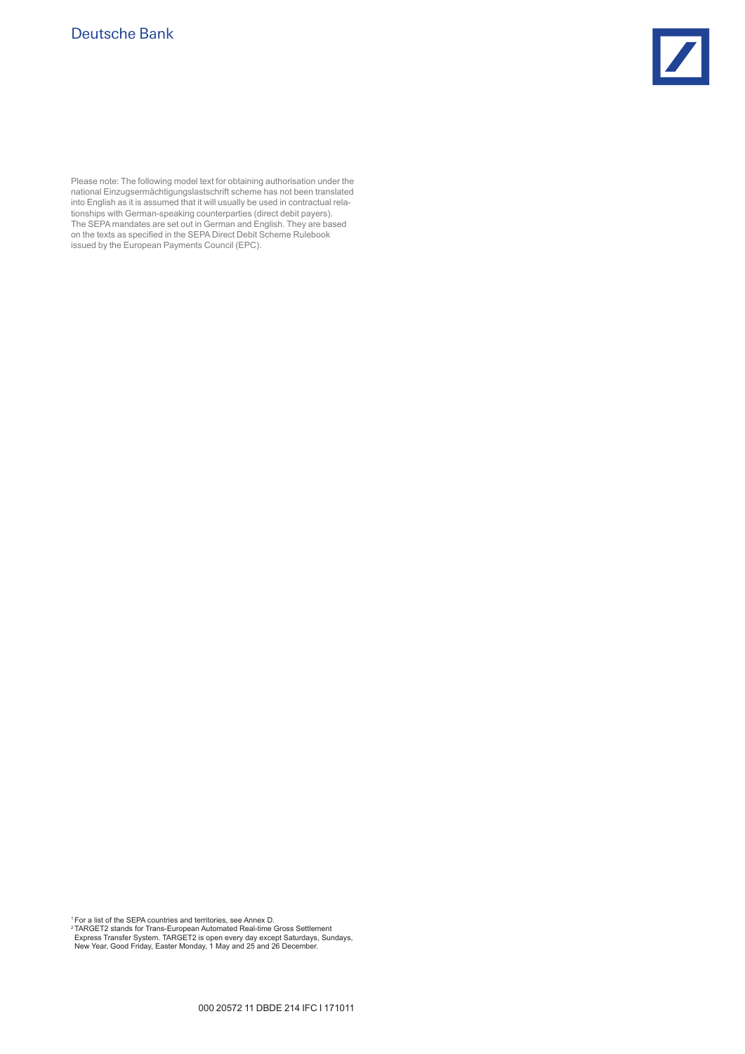Please note: The following model text for obtaining authorisation under the national Einzugsermächtigungslastschrift scheme has not been translated into English as it is assumed that it will usually be used in contractual relationships with German-speaking counterparties (direct debit payers). The SEPA mandates are set out in German and English. They are based on the texts as specified in the SEPA Direct Debit Scheme Rulebook issued by the European Payments Council (EPC).

[1] For a list of the SEPA countries and territories, see Annex D.

[2] TARGET2 stands for Trans-European Automated Real-time Gross Settlement Express Transfer System. TARGET2 is open every day except Saturdays, Sundays, New Year, Good Friday, Easter Monday, 1 May and 25 and 26 December.

000 20572 11 DBDE 214 IFC I 171011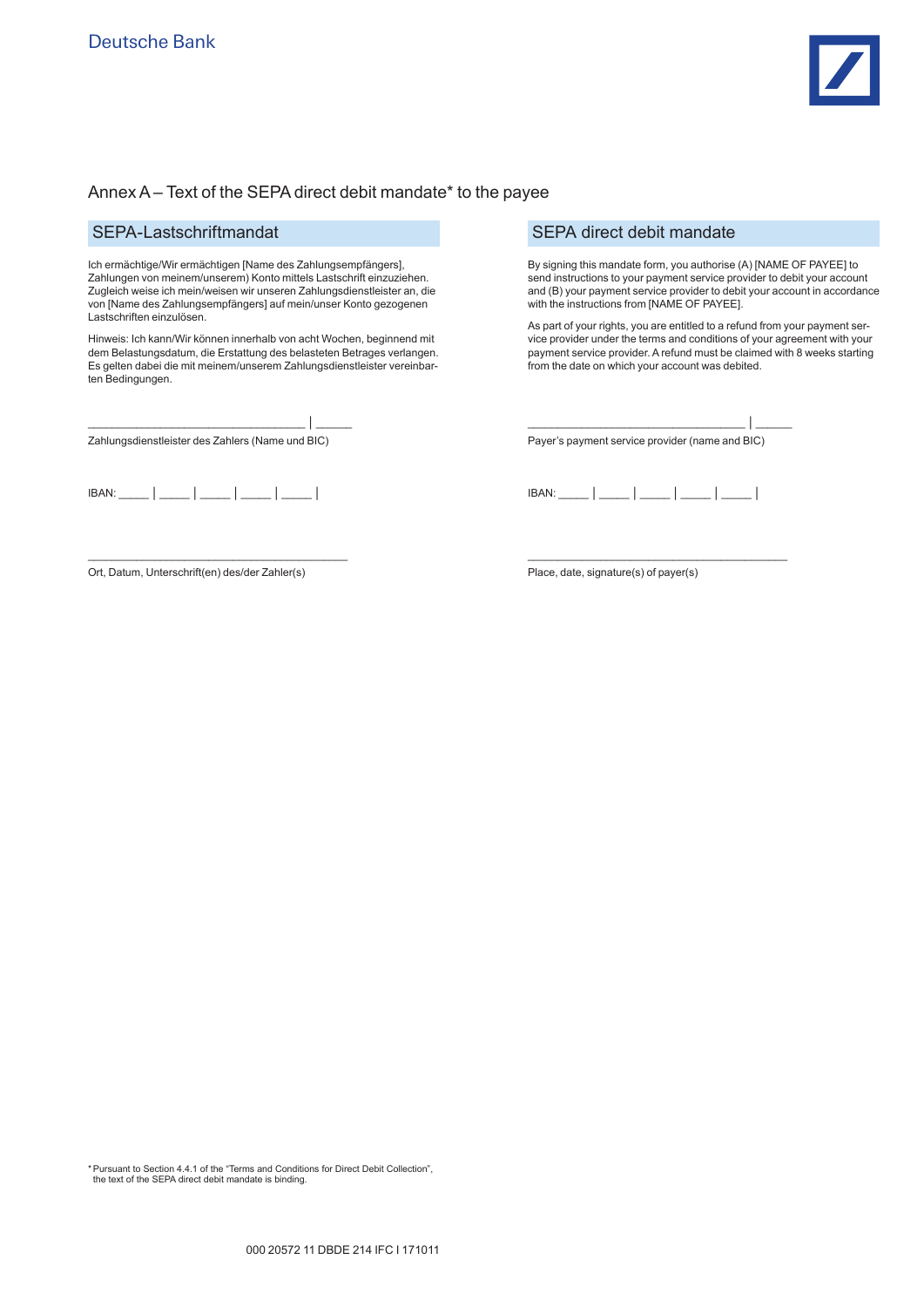Deutsche Bank

## Annex A – Text of the SEPA direct debit mandate* to the payee

### SEPA-Lastschriftmandat

Ich ermächtige/Wir ermächtigen [Name des Zahlungsempfängers], Zahlungen von meinem/unserem) Konto mittels Lastschrift einzuziehen. Zugleich weise ich mein/weisen wir unseren Zahlungsdienstleister an, die von [Name des Zahlungsempfängers] auf mein/unser Konto gezogenen Lastschriften einzulösen.

Hinweis: Ich kann/Wir können innerhalb von acht Wochen, beginnend mit dem Belastungsdatum, die Erstattung des belasteten Betrages verlangen. Es gelten dabei die mit meinem/unserem Zahlungsdienstleister vereinbarten Bedingungen.

_________________________________ | _____

Zahlungsdienstleister des Zahlers (Name und BIC)

IBAN: _____ | _____ | _____ | _____ | _____ |

_______________________________________

Ort, Datum, Unterschrift(en) des/der Zahler(s)

### SEPA direct debit mandate

By signing this mandate form, you authorise (A) [NAME OF PAYEE] to send instructions to your payment service provider to debit your account and (B) your payment service provider to debit your account in accordance with the instructions from [NAME OF PAYEE].

As part of your rights, you are entitled to a refund from your payment service provider under the terms and conditions of your agreement with your payment service provider. A refund must be claimed with 8 weeks starting from the date on which your account was debited.

_________________________________ | _____

Payer's payment service provider (name and BIC)

IBAN: _____ | _____ | _____ | _____ | _____ |

_______________________________________

Place, date, signature(s) of payer(s)

\* Pursuant to Section 4.4.1 of the "Terms and Conditions for Direct Debit Collection", the text of the SEPA direct debit mandate is binding.

000 20572 11 DBDE 214 IFC I 171011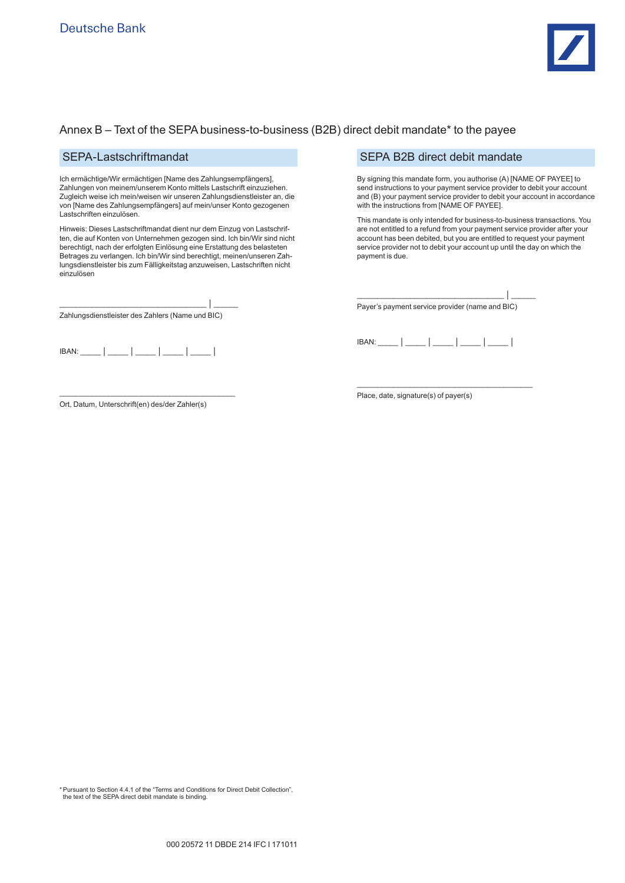Deutsche Bank

## Annex B – Text of the SEPA business-to-business (B2B) direct debit mandate* to the payee

### SEPA-Lastschriftmandat

Ich ermächtige/Wir ermächtigen [Name des Zahlungsempfängers], Zahlungen von meinem/unserem Konto mittels Lastschrift einzuziehen. Zugleich weise ich mein/weisen wir unseren Zahlungsdienstleister an, die von [Name des Zahlungsempfängers] auf mein/unser Konto gezogenen Lastschriften einzulösen.

Hinweis: Dieses Lastschriftmandat dient nur dem Einzug von Lastschriften, die auf Konten von Unternehmen gezogen sind. Ich bin/Wir sind nicht berechtigt, nach der erfolgten Einlösung eine Erstattung des belasteten Betrages zu verlangen. Ich bin/Wir sind berechtigt, meinen/unseren Zahlungsdienstleister bis zum Fälligkeitstag anzuweisen, Lastschriften nicht einzulösen

_________________________________ | _____

Zahlungsdienstleister des Zahlers (Name und BIC)

IBAN: _____ | _____ | _____ | _____ | _____ |

________________________________________

Ort, Datum, Unterschrift(en) des/der Zahler(s)

### SEPA B2B direct debit mandate

By signing this mandate form, you authorise (A) [NAME OF PAYEE] to send instructions to your payment service provider to debit your account and (B) your payment service provider to debit your account in accordance with the instructions from [NAME OF PAYEE].

This mandate is only intended for business-to-business transactions. You are not entitled to a refund from your payment service provider after your account has been debited, but you are entitled to request your payment service provider not to debit your account up until the day on which the payment is due.

_________________________________ | _____

Payer's payment service provider (name and BIC)

IBAN: _____ | _____ | _____ | _____ | _____ |

________________________________________

Place, date, signature(s) of payer(s)

* Pursuant to Section 4.4.1 of the "Terms and Conditions for Direct Debit Collection", the text of the SEPA direct debit mandate is binding.

000 20572 11 DBDE 214 IFC I 171011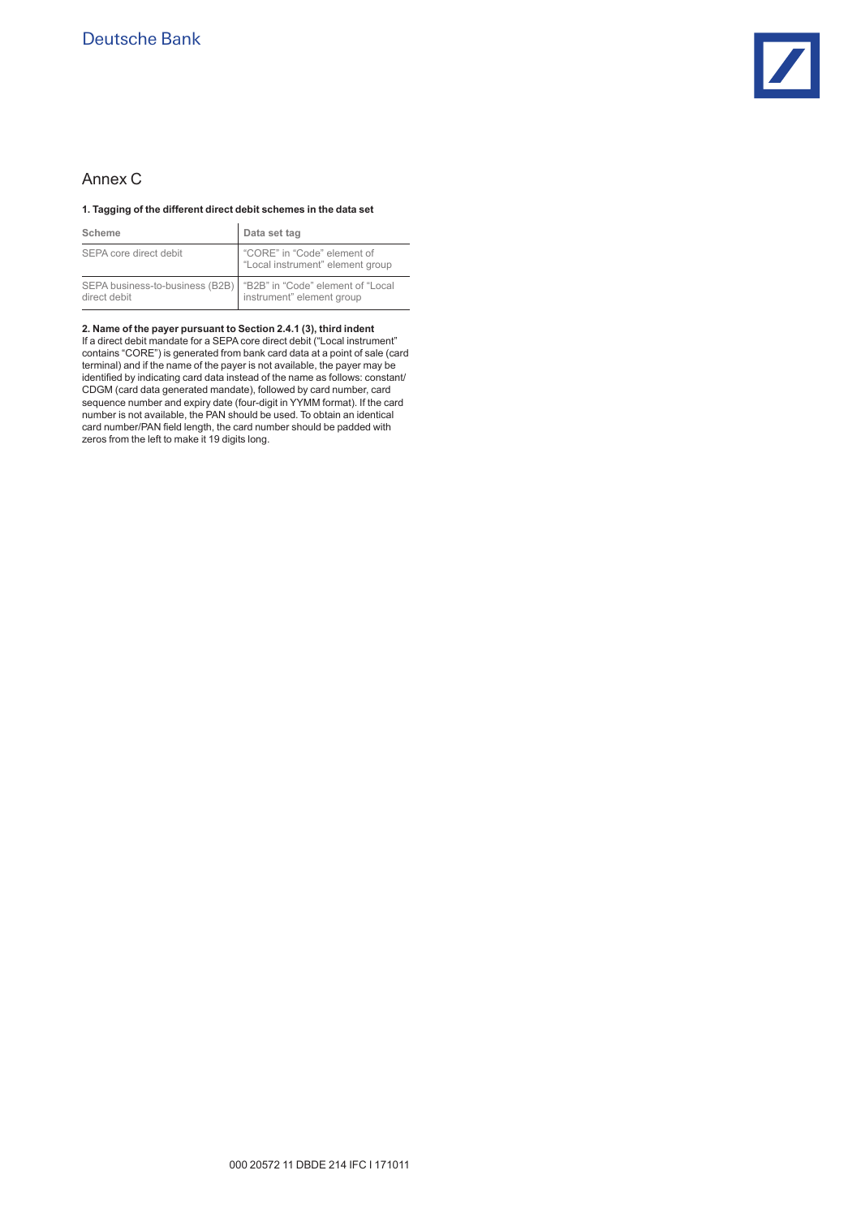# Annex C

**1. Tagging of the different direct debit schemes in the data set**

| Scheme | Data set tag |
| --- | --- |
| SEPA core direct debit | "CORE" in "Code" element of "Local instrument" element group |
| SEPA business-to-business (B2B) direct debit | "B2B" in "Code" element of "Local instrument" element group |

**2. Name of the payer pursuant to Section 2.4.1 (3), third indent**
If a direct debit mandate for a SEPA core direct debit ("Local instrument" contains "CORE") is generated from bank card data at a point of sale (card terminal) and if the name of the payer is not available, the payer may be identified by indicating card data instead of the name as follows: constant/ CDGM (card data generated mandate), followed by card number, card sequence number and expiry date (four-digit in YYMM format). If the card number is not available, the PAN should be used. To obtain an identical card number/PAN field length, the card number should be padded with zeros from the left to make it 19 digits long.

000 20572 11 DBDE 214 IFC I 171011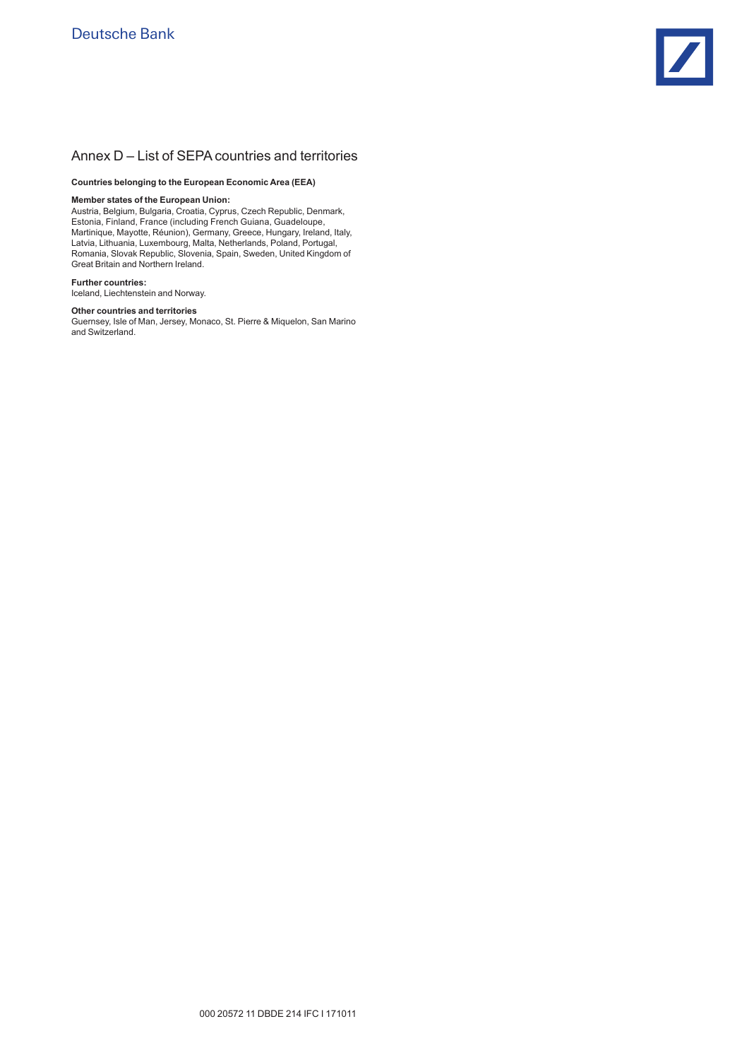# Annex D – List of SEPA countries and territories

**Countries belonging to the European Economic Area (EEA)**

**Member states of the European Union:**
Austria, Belgium, Bulgaria, Croatia, Cyprus, Czech Republic, Denmark, Estonia, Finland, France (including French Guiana, Guadeloupe, Martinique, Mayotte, Réunion), Germany, Greece, Hungary, Ireland, Italy, Latvia, Lithuania, Luxembourg, Malta, Netherlands, Poland, Portugal, Romania, Slovak Republic, Slovenia, Spain, Sweden, United Kingdom of Great Britain and Northern Ireland.

**Further countries:**
Iceland, Liechtenstein and Norway.

**Other countries and territories**
Guernsey, Isle of Man, Jersey, Monaco, St. Pierre & Miquelon, San Marino and Switzerland.

000 20572 11 DBDE 214 IFC I 171011